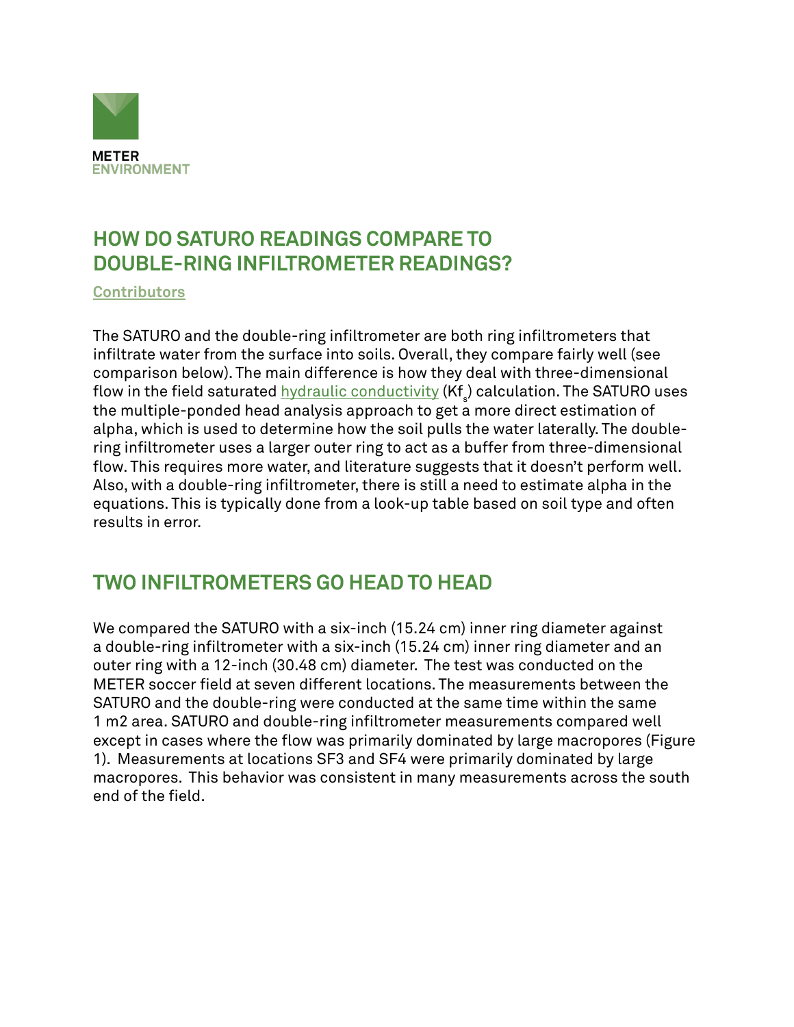METER
ENVIRONMENT

# HOW DO SATURO READINGS COMPARE TO DOUBLE-RING INFILTROMETER READINGS?

Contributors

The SATURO and the double-ring infiltrometer are both ring infiltrometers that infiltrate water from the surface into soils. Overall, they compare fairly well (see comparison below). The main difference is how they deal with three-dimensional flow in the field saturated hydraulic conductivity ($Kf_s$) calculation. The SATURO uses the multiple-ponded head analysis approach to get a more direct estimation of alpha, which is used to determine how the soil pulls the water laterally. The double-ring infiltrometer uses a larger outer ring to act as a buffer from three-dimensional flow. This requires more water, and literature suggests that it doesn't perform well. Also, with a double-ring infiltrometer, there is still a need to estimate alpha in the equations. This is typically done from a look-up table based on soil type and often results in error.

## TWO INFILTROMETERS GO HEAD TO HEAD

We compared the SATURO with a six-inch (15.24 cm) inner ring diameter against a double-ring infiltrometer with a six-inch (15.24 cm) inner ring diameter and an outer ring with a 12-inch (30.48 cm) diameter. The test was conducted on the METER soccer field at seven different locations. The measurements between the SATURO and the double-ring were conducted at the same time within the same 1 m2 area. SATURO and double-ring infiltrometer measurements compared well except in cases where the flow was primarily dominated by large macropores (Figure 1). Measurements at locations SF3 and SF4 were primarily dominated by large macropores. This behavior was consistent in many measurements across the south end of the field.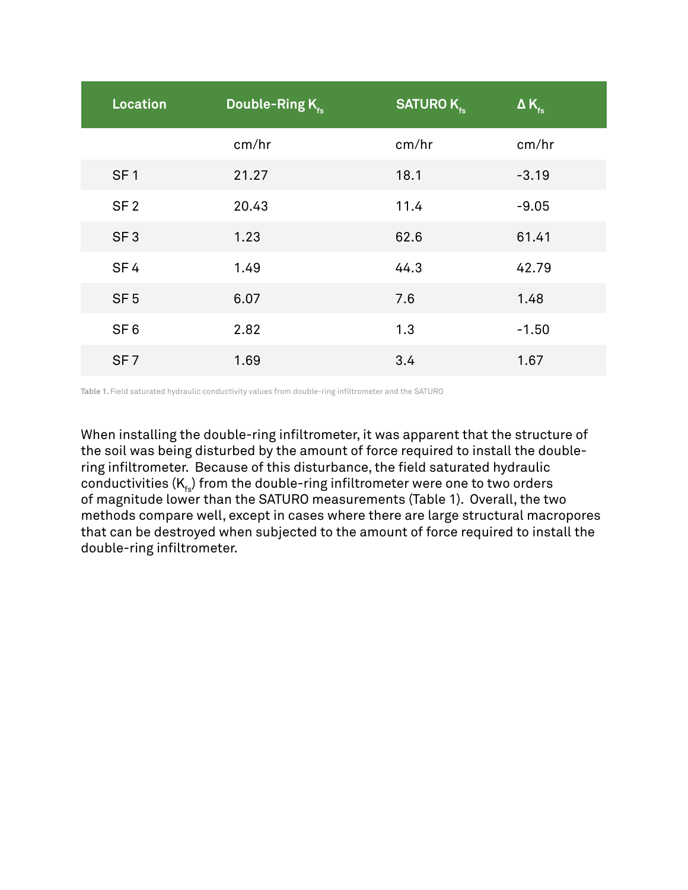| Location | Double-Ring $K_{fs}$ | SATURO $K_{fs}$ | Δ $K_{fs}$ |
|---|---|---|---|
| | cm/hr | cm/hr | cm/hr |
| SF 1 | 21.27 | 18.1 | -3.19 |
| SF 2 | 20.43 | 11.4 | -9.05 |
| SF 3 | 1.23 | 62.6 | 61.41 |
| SF 4 | 1.49 | 44.3 | 42.79 |
| SF 5 | 6.07 | 7.6 | 1.48 |
| SF 6 | 2.82 | 1.3 | -1.50 |
| SF 7 | 1.69 | 3.4 | 1.67 |

**Table 1.** Field saturated hydraulic conductivity values from double-ring infiltrometer and the SATURO

When installing the double-ring infiltrometer, it was apparent that the structure of the soil was being disturbed by the amount of force required to install the double-ring infiltrometer. Because of this disturbance, the field saturated hydraulic conductivities ($K_{fs}$) from the double-ring infiltrometer were one to two orders of magnitude lower than the SATURO measurements (Table 1). Overall, the two methods compare well, except in cases where there are large structural macropores that can be destroyed when subjected to the amount of force required to install the double-ring infiltrometer.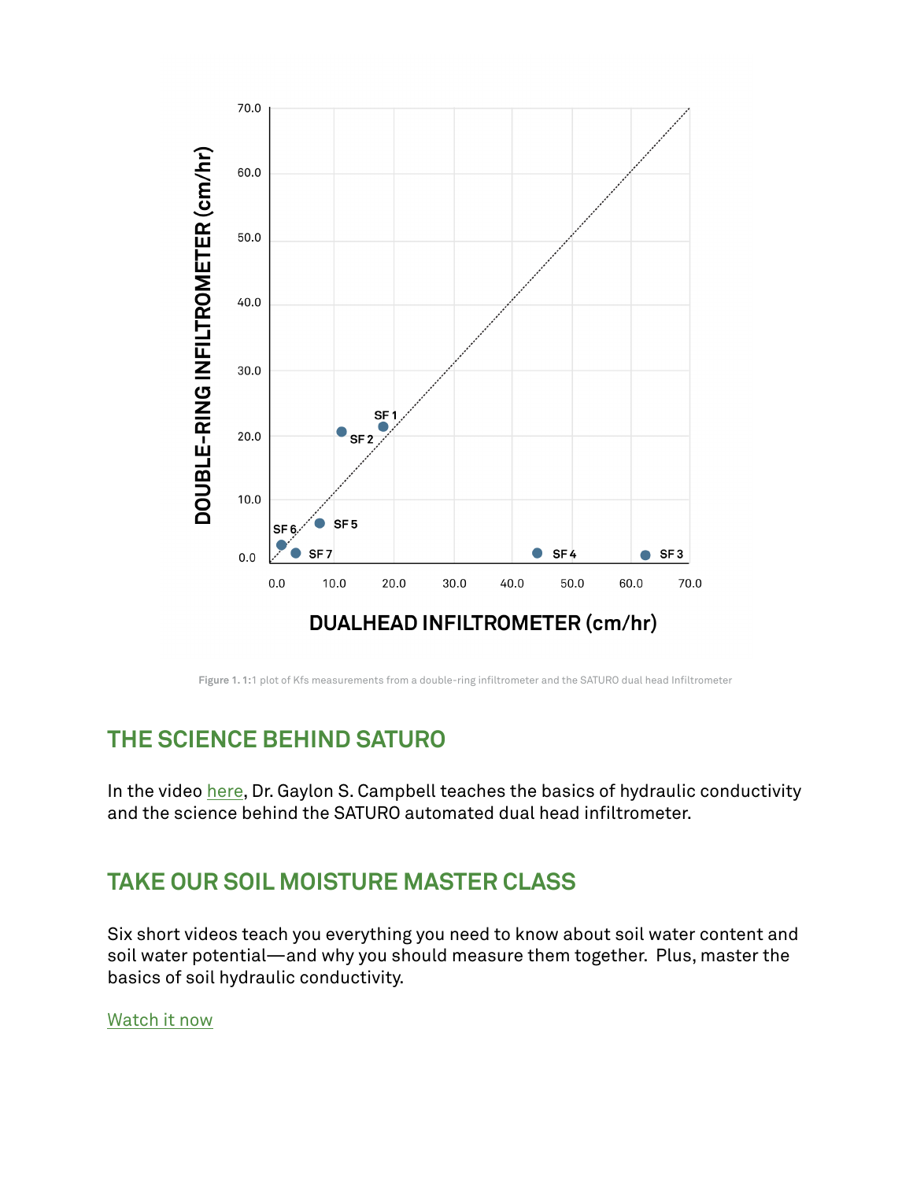Figure 1. 1:1 plot of Kfs measurements from a double-ring infiltrometer and the SATURO dual head Infiltrometer

## THE SCIENCE BEHIND SATURO

In the video here, Dr. Gaylon S. Campbell teaches the basics of hydraulic conductivity and the science behind the SATURO automated dual head infiltrometer.

## TAKE OUR SOIL MOISTURE MASTER CLASS

Six short videos teach you everything you need to know about soil water content and soil water potential—and why you should measure them together. Plus, master the basics of soil hydraulic conductivity.

Watch it now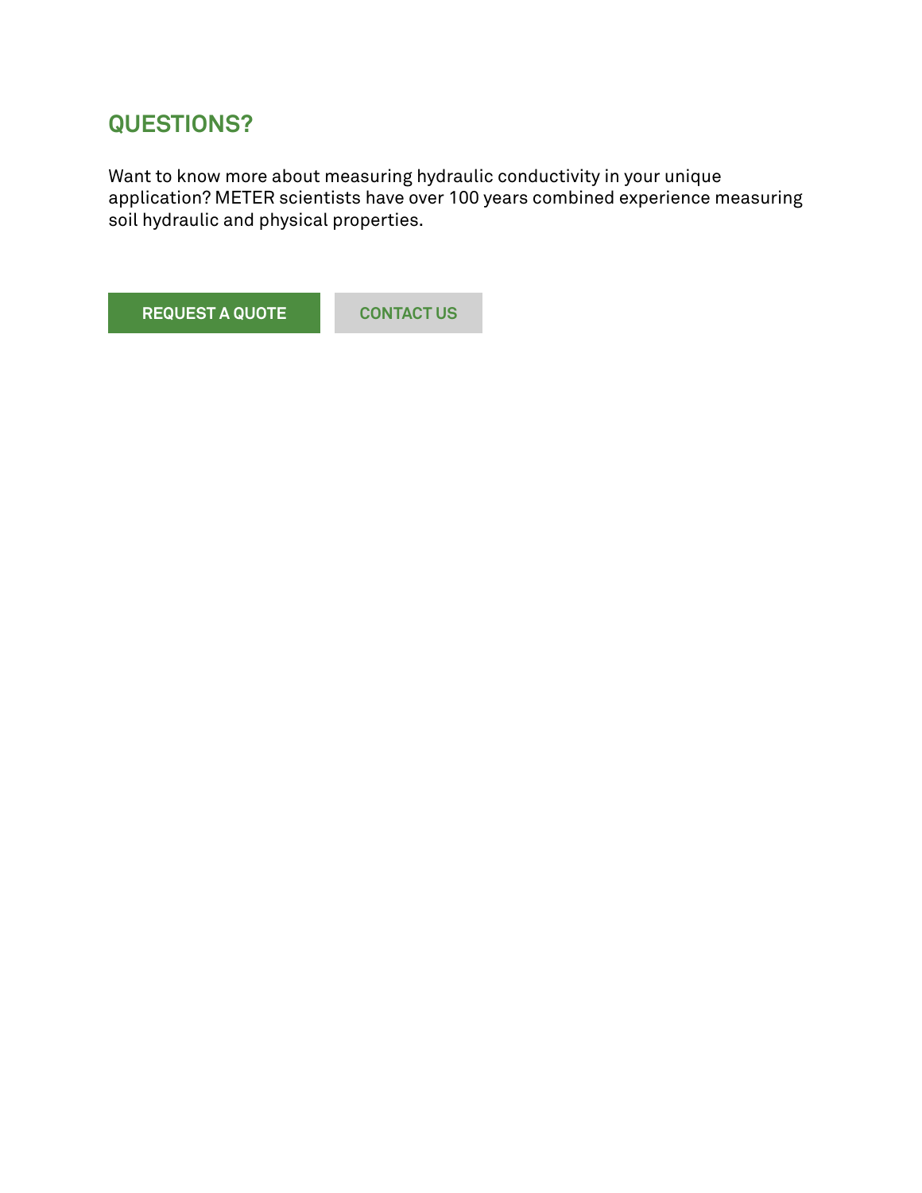## QUESTIONS?

Want to know more about measuring hydraulic conductivity in your unique application? METER scientists have over 100 years combined experience measuring soil hydraulic and physical properties.

**REQUEST A QUOTE** **CONTACT US**